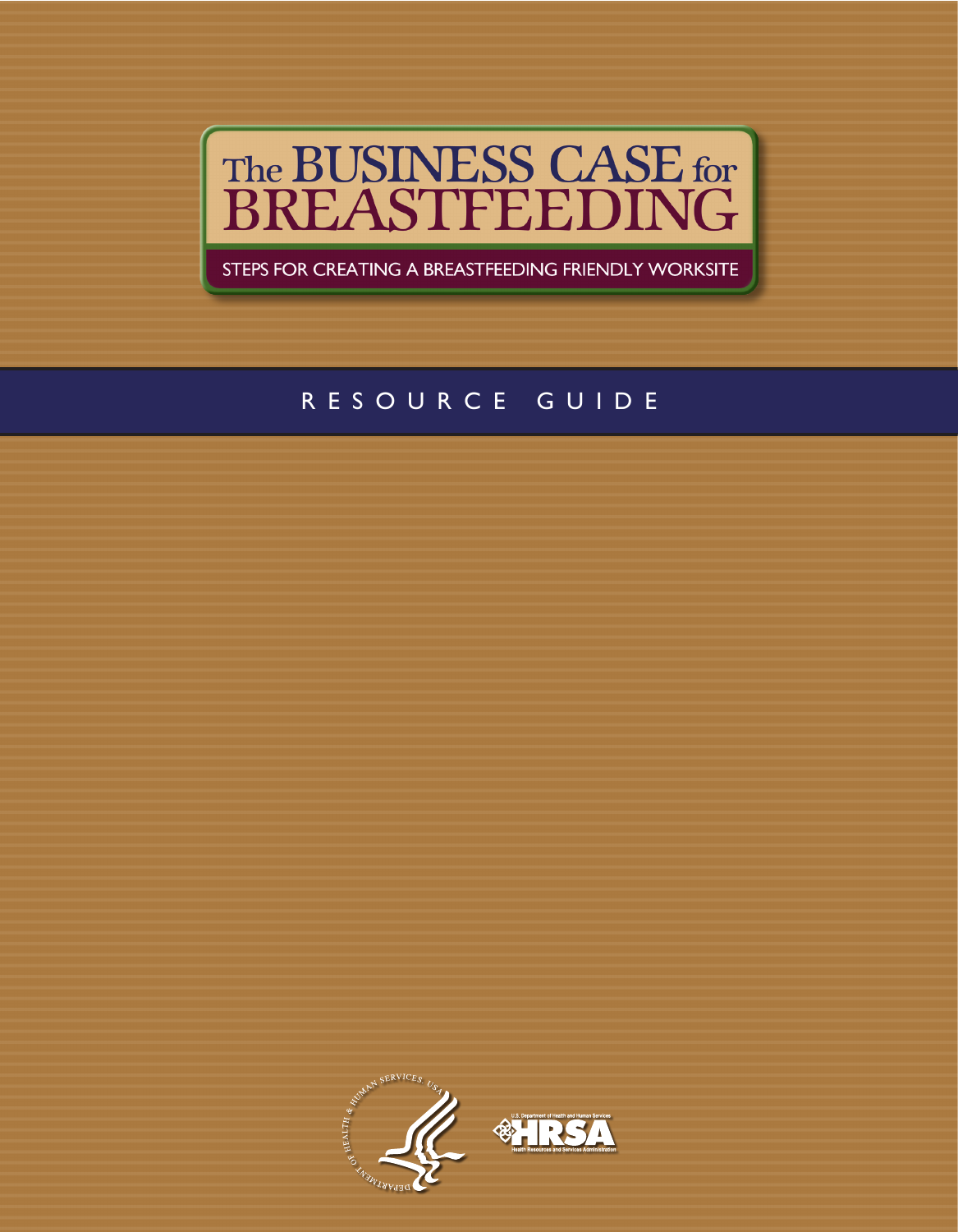# The BUSINESS CASE for BREASTFEEDING

STEPS FOR CREATING A BREASTFEEDING FRIENDLY WORKSITE

## RESOURCE GUIDE

DEPARTMENT OF HEALTH & HUMAN SERVICES, USA

U.S. Department of Health and Human Services
HRSA
Health Resources and Services Administration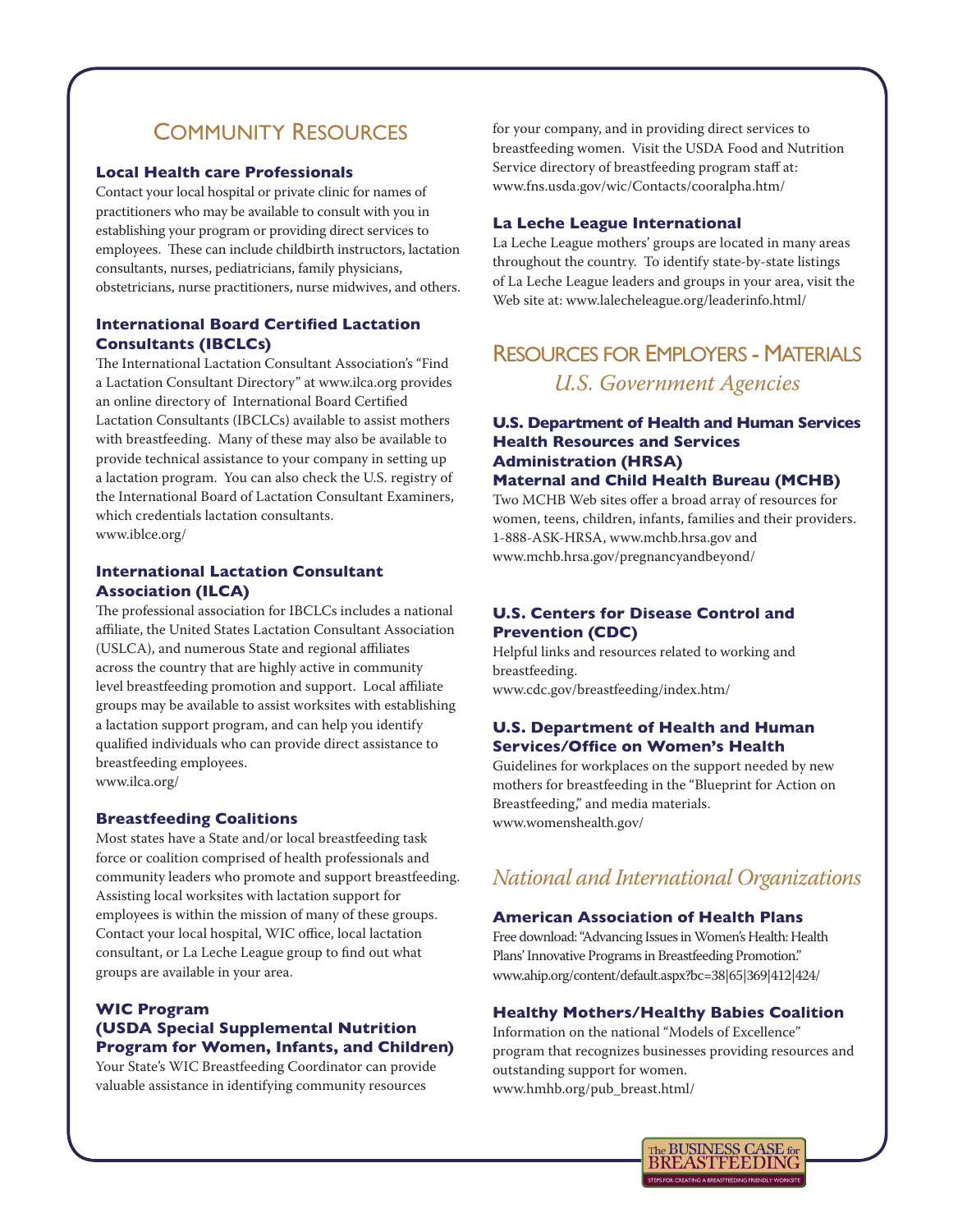# Community Resources

### Local Health care Professionals

Contact your local hospital or private clinic for names of practitioners who may be available to consult with you in establishing your program or providing direct services to employees. These can include childbirth instructors, lactation consultants, nurses, pediatricians, family physicians, obstetricians, nurse practitioners, nurse midwives, and others.

### International Board Certified Lactation Consultants (IBCLCs)

The International Lactation Consultant Association's "Find a Lactation Consultant Directory" at www.ilca.org provides an online directory of International Board Certified Lactation Consultants (IBCLCs) available to assist mothers with breastfeeding. Many of these may also be available to provide technical assistance to your company in setting up a lactation program. You can also check the U.S. registry of the International Board of Lactation Consultant Examiners, which credentials lactation consultants.
www.iblce.org/

### International Lactation Consultant Association (ILCA)

The professional association for IBCLCs includes a national affiliate, the United States Lactation Consultant Association (USLCA), and numerous State and regional affiliates across the country that are highly active in community level breastfeeding promotion and support. Local affiliate groups may be available to assist worksites with establishing a lactation support program, and can help you identify qualified individuals who can provide direct assistance to breastfeeding employees.
www.ilca.org/

### Breastfeeding Coalitions

Most states have a State and/or local breastfeeding task force or coalition comprised of health professionals and community leaders who promote and support breastfeeding. Assisting local worksites with lactation support for employees is within the mission of many of these groups. Contact your local hospital, WIC office, local lactation consultant, or La Leche League group to find out what groups are available in your area.

### WIC Program (USDA Special Supplemental Nutrition Program for Women, Infants, and Children)

Your State's WIC Breastfeeding Coordinator can provide valuable assistance in identifying community resources for your company, and in providing direct services to breastfeeding women. Visit the USDA Food and Nutrition Service directory of breastfeeding program staff at:
www.fns.usda.gov/wic/Contacts/cooralpha.htm/

### La Leche League International

La Leche League mothers' groups are located in many areas throughout the country. To identify state-by-state listings of La Leche League leaders and groups in your area, visit the Web site at: www.lalecheleague.org/leaderinfo.html/

# Resources for Employers - Materials

## *U.S. Government Agencies*

### U.S. Department of Health and Human Services Health Resources and Services Administration (HRSA) Maternal and Child Health Bureau (MCHB)

Two MCHB Web sites offer a broad array of resources for women, teens, children, infants, families and their providers.
1-888-ASK-HRSA, www.mchb.hrsa.gov and
www.mchb.hrsa.gov/pregnancyandbeyond/

### U.S. Centers for Disease Control and Prevention (CDC)

Helpful links and resources related to working and breastfeeding.
www.cdc.gov/breastfeeding/index.htm/

### U.S. Department of Health and Human Services/Office on Women's Health

Guidelines for workplaces on the support needed by new mothers for breastfeeding in the "Blueprint for Action on Breastfeeding," and media materials.
www.womenshealth.gov/

## *National and International Organizations*

### American Association of Health Plans

Free download: "Advancing Issues in Women's Health: Health Plans' Innovative Programs in Breastfeeding Promotion."
www.ahip.org/content/default.aspx?bc=38|65|369|412|424/

### Healthy Mothers/Healthy Babies Coalition

Information on the national "Models of Excellence" program that recognizes businesses providing resources and outstanding support for women.
www.hmhb.org/pub_breast.html/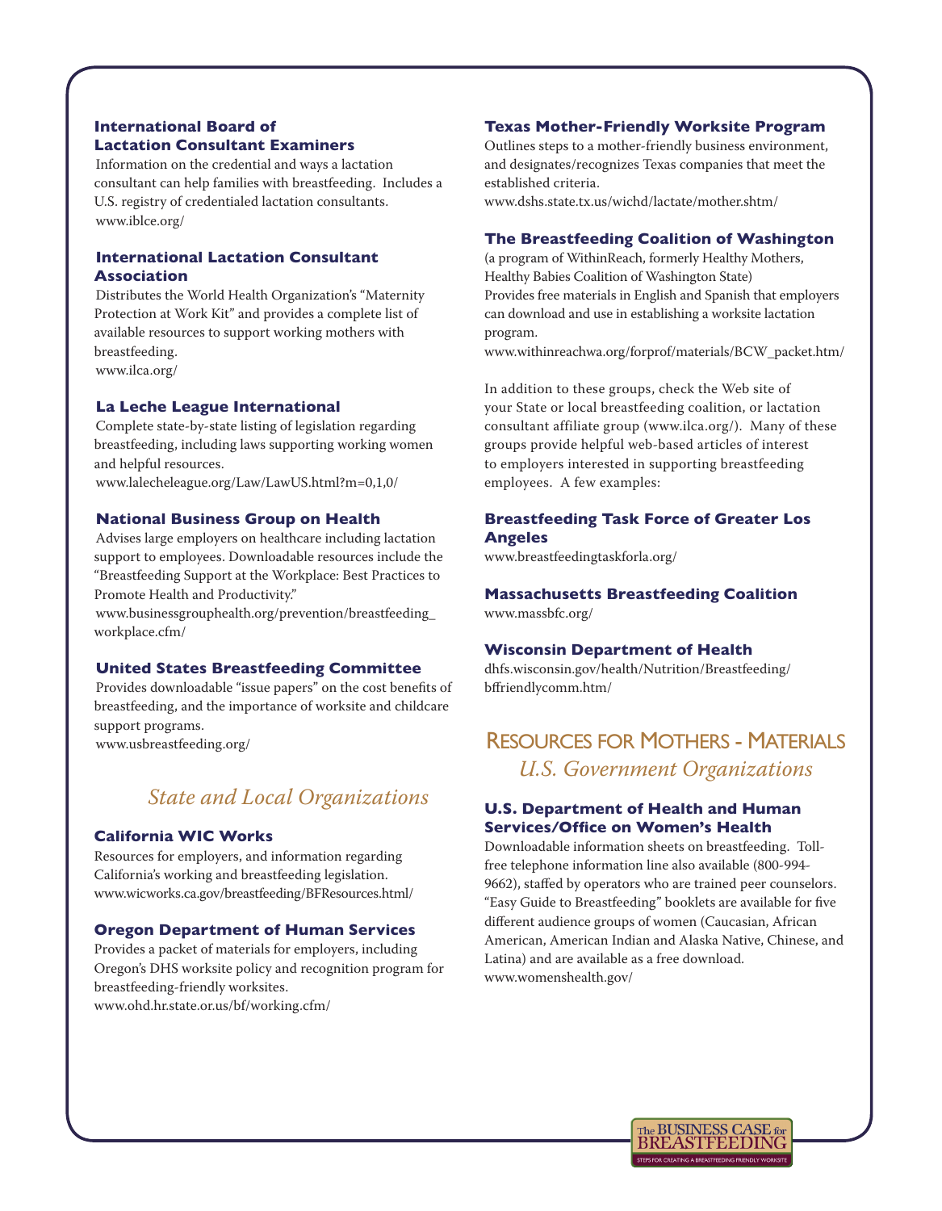### International Board of Lactation Consultant Examiners

Information on the credential and ways a lactation consultant can help families with breastfeeding. Includes a U.S. registry of credentialed lactation consultants.
www.iblce.org/

### International Lactation Consultant Association

Distributes the World Health Organization's "Maternity Protection at Work Kit" and provides a complete list of available resources to support working mothers with breastfeeding.
www.ilca.org/

### La Leche League International

Complete state-by-state listing of legislation regarding breastfeeding, including laws supporting working women and helpful resources.
www.lalecheleague.org/Law/LawUS.html?m=0,1,0/

### National Business Group on Health

Advises large employers on healthcare including lactation support to employees. Downloadable resources include the "Breastfeeding Support at the Workplace: Best Practices to Promote Health and Productivity."
www.businessgrouphealth.org/prevention/breastfeeding_workplace.cfm/

### United States Breastfeeding Committee

Provides downloadable "issue papers" on the cost benefits of breastfeeding, and the importance of worksite and childcare support programs.
www.usbreastfeeding.org/

## *State and Local Organizations*

### California WIC Works

Resources for employers, and information regarding California's working and breastfeeding legislation.
www.wicworks.ca.gov/breastfeeding/BFResources.html/

### Oregon Department of Human Services

Provides a packet of materials for employers, including Oregon's DHS worksite policy and recognition program for breastfeeding-friendly worksites.
www.ohd.hr.state.or.us/bf/working.cfm/

### Texas Mother-Friendly Worksite Program

Outlines steps to a mother-friendly business environment, and designates/recognizes Texas companies that meet the established criteria.
www.dshs.state.tx.us/wichd/lactate/mother.shtm/

### The Breastfeeding Coalition of Washington

(a program of WithinReach, formerly Healthy Mothers, Healthy Babies Coalition of Washington State)
Provides free materials in English and Spanish that employers can download and use in establishing a worksite lactation program.
www.withinreachwa.org/forprof/materials/BCW_packet.htm/

In addition to these groups, check the Web site of your State or local breastfeeding coalition, or lactation consultant affiliate group (www.ilca.org/). Many of these groups provide helpful web-based articles of interest to employers interested in supporting breastfeeding employees. A few examples:

### Breastfeeding Task Force of Greater Los Angeles

www.breastfeedingtaskforla.org/

### Massachusetts Breastfeeding Coalition

www.massbfc.org/

### Wisconsin Department of Health

dhfs.wisconsin.gov/health/Nutrition/Breastfeeding/bffriendlycomm.htm/

# Resources for Mothers - Materials

## *U.S. Government Organizations*

### U.S. Department of Health and Human Services/Office on Women's Health

Downloadable information sheets on breastfeeding. Toll-free telephone information line also available (800-994-9662), staffed by operators who are trained peer counselors. "Easy Guide to Breastfeeding" booklets are available for five different audience groups of women (Caucasian, African American, American Indian and Alaska Native, Chinese, and Latina) and are available as a free download.
www.womenshealth.gov/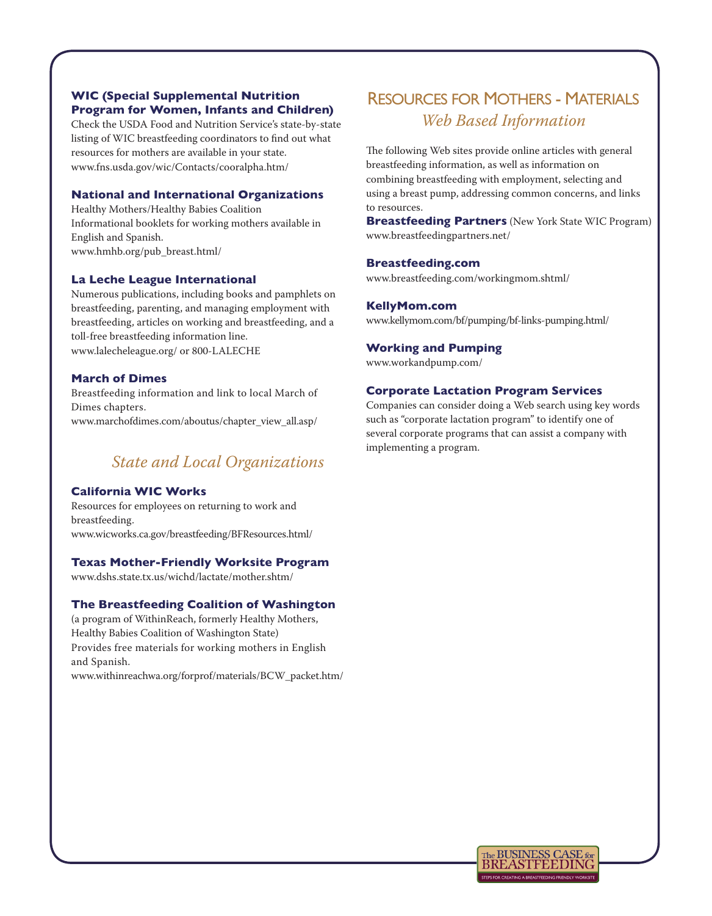### WIC (Special Supplemental Nutrition Program for Women, Infants and Children)

Check the USDA Food and Nutrition Service's state-by-state listing of WIC breastfeeding coordinators to find out what resources for mothers are available in your state.
www.fns.usda.gov/wic/Contacts/cooralpha.htm/

### National and International Organizations

Healthy Mothers/Healthy Babies Coalition
Informational booklets for working mothers available in English and Spanish.
www.hmhb.org/pub_breast.html/

### La Leche League International

Numerous publications, including books and pamphlets on breastfeeding, parenting, and managing employment with breastfeeding, articles on working and breastfeeding, and a toll-free breastfeeding information line.
www.lalecheleague.org/ or 800-LALECHE

### March of Dimes

Breastfeeding information and link to local March of Dimes chapters.
www.marchofdimes.com/aboutus/chapter_view_all.asp/

## *State and Local Organizations*

### California WIC Works

Resources for employees on returning to work and breastfeeding.
www.wicworks.ca.gov/breastfeeding/BFResources.html/

### Texas Mother-Friendly Worksite Program

www.dshs.state.tx.us/wichd/lactate/mother.shtm/

### The Breastfeeding Coalition of Washington

(a program of WithinReach, formerly Healthy Mothers, Healthy Babies Coalition of Washington State)
Provides free materials for working mothers in English and Spanish.
www.withinreachwa.org/forprof/materials/BCW_packet.htm/

## Resources for Mothers - Materials

## *Web Based Information*

The following Web sites provide online articles with general breastfeeding information, as well as information on combining breastfeeding with employment, selecting and using a breast pump, addressing common concerns, and links to resources.

**Breastfeeding Partners** (New York State WIC Program)
www.breastfeedingpartners.net/

### Breastfeeding.com

www.breastfeeding.com/workingmom.shtml/

### KellyMom.com

www.kellymom.com/bf/pumping/bf-links-pumping.html/

### Working and Pumping

www.workandpump.com/

### Corporate Lactation Program Services

Companies can consider doing a Web search using key words such as "corporate lactation program" to identify one of several corporate programs that can assist a company with implementing a program.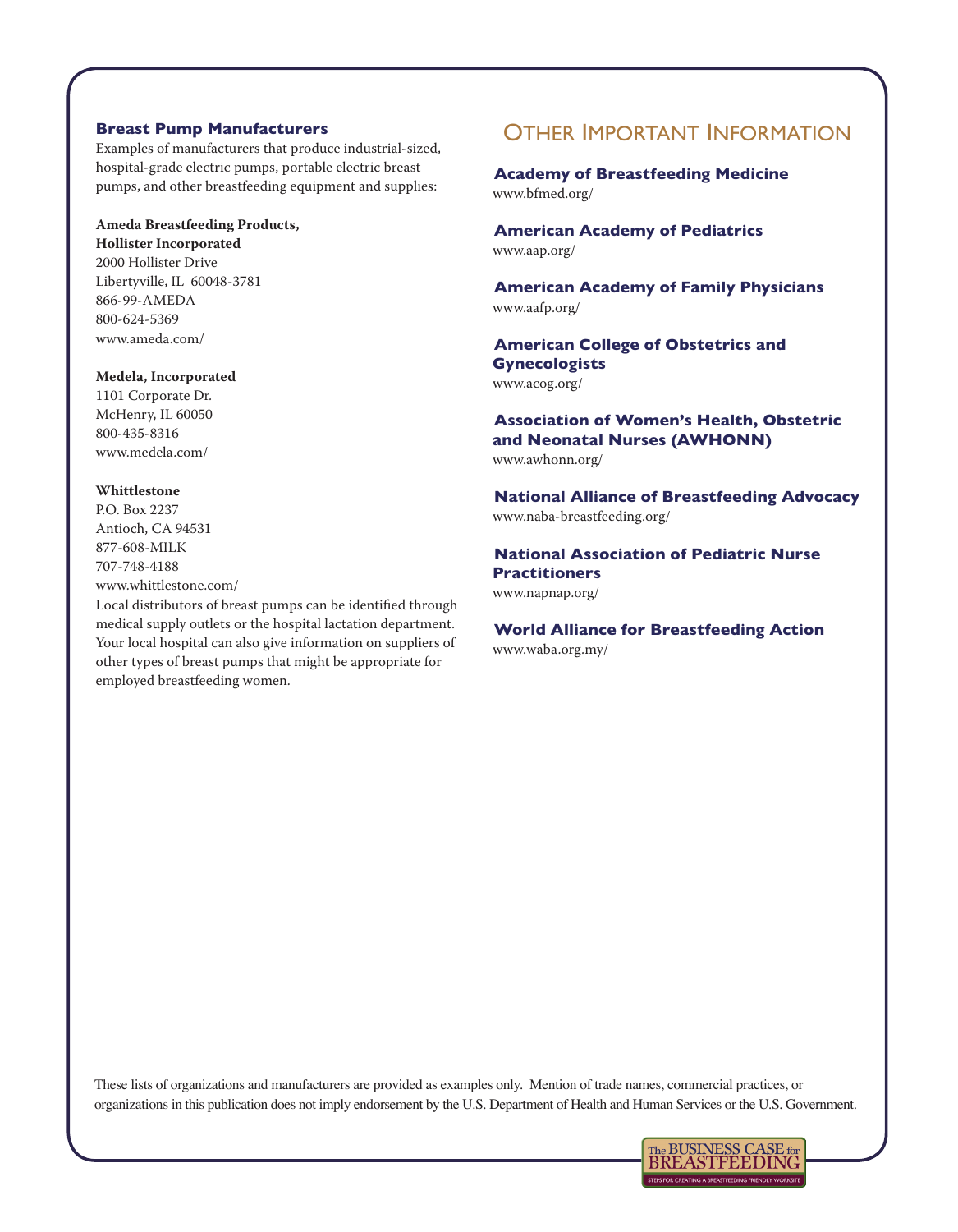### Breast Pump Manufacturers

Examples of manufacturers that produce industrial-sized, hospital-grade electric pumps, portable electric breast pumps, and other breastfeeding equipment and supplies:

**Ameda Breastfeeding Products, Hollister Incorporated**
2000 Hollister Drive
Libertyville, IL 60048-3781
866-99-AMEDA
800-624-5369
www.ameda.com/

**Medela, Incorporated**
1101 Corporate Dr.
McHenry, IL 60050
800-435-8316
www.medela.com/

**Whittlestone**
P.O. Box 2237
Antioch, CA 94531
877-608-MILK
707-748-4188
www.whittlestone.com/

Local distributors of breast pumps can be identified through medical supply outlets or the hospital lactation department. Your local hospital can also give information on suppliers of other types of breast pumps that might be appropriate for employed breastfeeding women.

## Other Important Information

### Academy of Breastfeeding Medicine
www.bfmed.org/

### American Academy of Pediatrics
www.aap.org/

### American Academy of Family Physicians
www.aafp.org/

### American College of Obstetrics and Gynecologists
www.acog.org/

### Association of Women's Health, Obstetric and Neonatal Nurses (AWHONN)
www.awhonn.org/

### National Alliance of Breastfeeding Advocacy
www.naba-breastfeeding.org/

### National Association of Pediatric Nurse Practitioners
www.napnap.org/

### World Alliance for Breastfeeding Action
www.waba.org.my/

These lists of organizations and manufacturers are provided as examples only. Mention of trade names, commercial practices, or organizations in this publication does not imply endorsement by the U.S. Department of Health and Human Services or the U.S. Government.